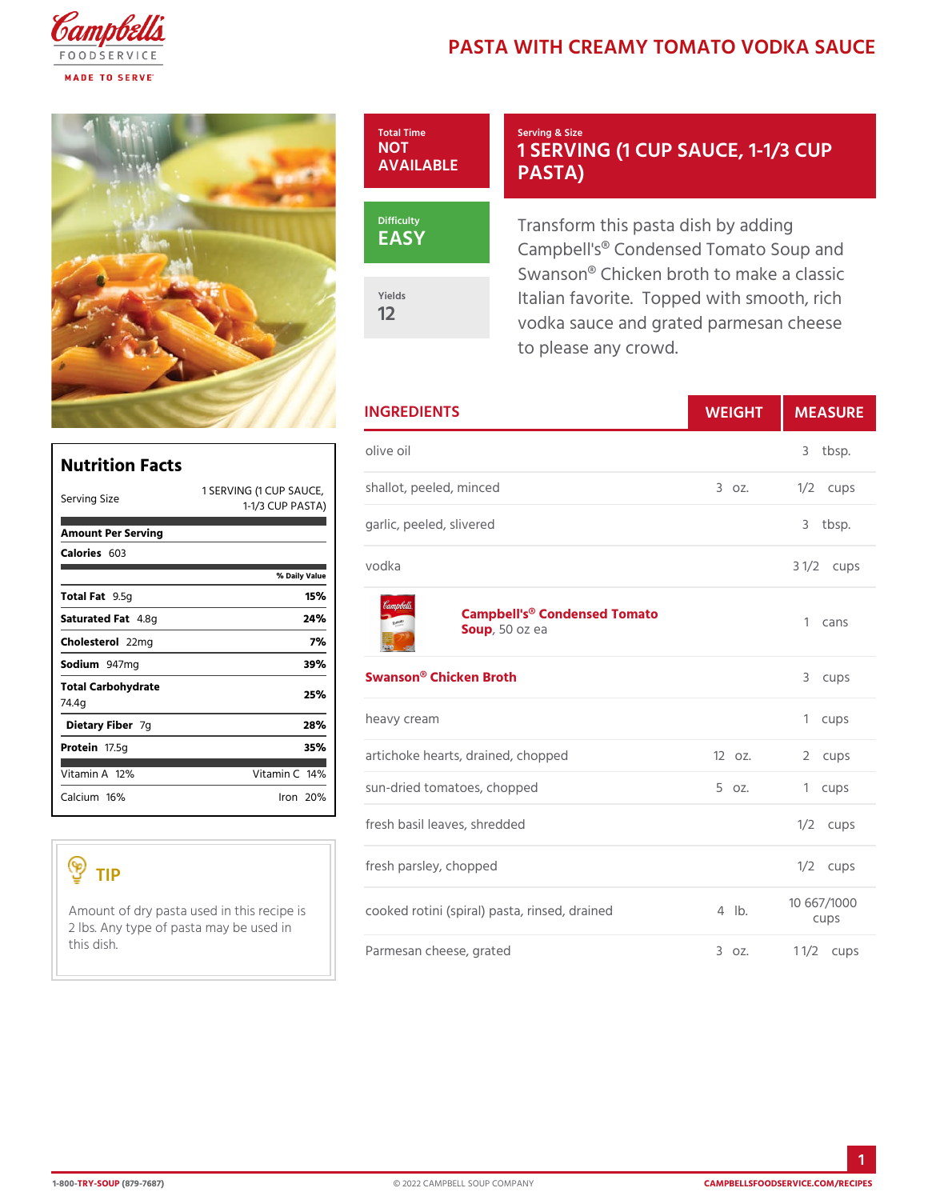# PASTA WITH CREAMY TOMATO VODKA SAUCE

**Total Time**
NOT AVAILABLE

**Serving & Size**
1 SERVING (1 CUP SAUCE, 1-1/3 CUP PASTA)

**Difficulty**
EASY

**Yields**
12

Transform this pasta dish by adding Campbell's® Condensed Tomato Soup and Swanson® Chicken broth to make a classic Italian favorite. Topped with smooth, rich vodka sauce and grated parmesan cheese to please any crowd.

## Nutrition Facts

| Serving Size | 1 SERVING (1 CUP SAUCE, 1-1/3 CUP PASTA) |
|---|---|
| **Amount Per Serving** | |
| **Calories** 603 | |
| | % Daily Value |
| **Total Fat** 9.5g | 15% |
| **Saturated Fat** 4.8g | 24% |
| **Cholesterol** 22mg | 7% |
| **Sodium** 947mg | 39% |
| **Total Carbohydrate** 74.4g | 25% |
| **Dietary Fiber** 7g | 28% |
| **Protein** 17.5g | 35% |
| Vitamin A 12% | Vitamin C 14% |
| Calcium 16% | Iron 20% |

## TIP

Amount of dry pasta used in this recipe is 2 lbs. Any type of pasta may be used in this dish.

## INGREDIENTS

| INGREDIENTS | WEIGHT | MEASURE |
|---|---|---|
| olive oil | | 3 tbsp. |
| shallot, peeled, minced | 3 oz. | 1/2 cups |
| garlic, peeled, slivered | | 3 tbsp. |
| vodka | | 3 1/2 cups |
| **Campbell's® Condensed Tomato Soup**, 50 oz ea | | 1 cans |
| **Swanson® Chicken Broth** | | 3 cups |
| heavy cream | | 1 cups |
| artichoke hearts, drained, chopped | 12 oz. | 2 cups |
| sun-dried tomatoes, chopped | 5 oz. | 1 cups |
| fresh basil leaves, shredded | | 1/2 cups |
| fresh parsley, chopped | | 1/2 cups |
| cooked rotini (spiral) pasta, rinsed, drained | 4 lb. | 10 667/1000 cups |
| Parmesan cheese, grated | 3 oz. | 1 1/2 cups |

1-800-TRY-SOUP (879-7687) © 2022 CAMPBELL SOUP COMPANY CAMPBELLSFOODSERVICE.COM/RECIPES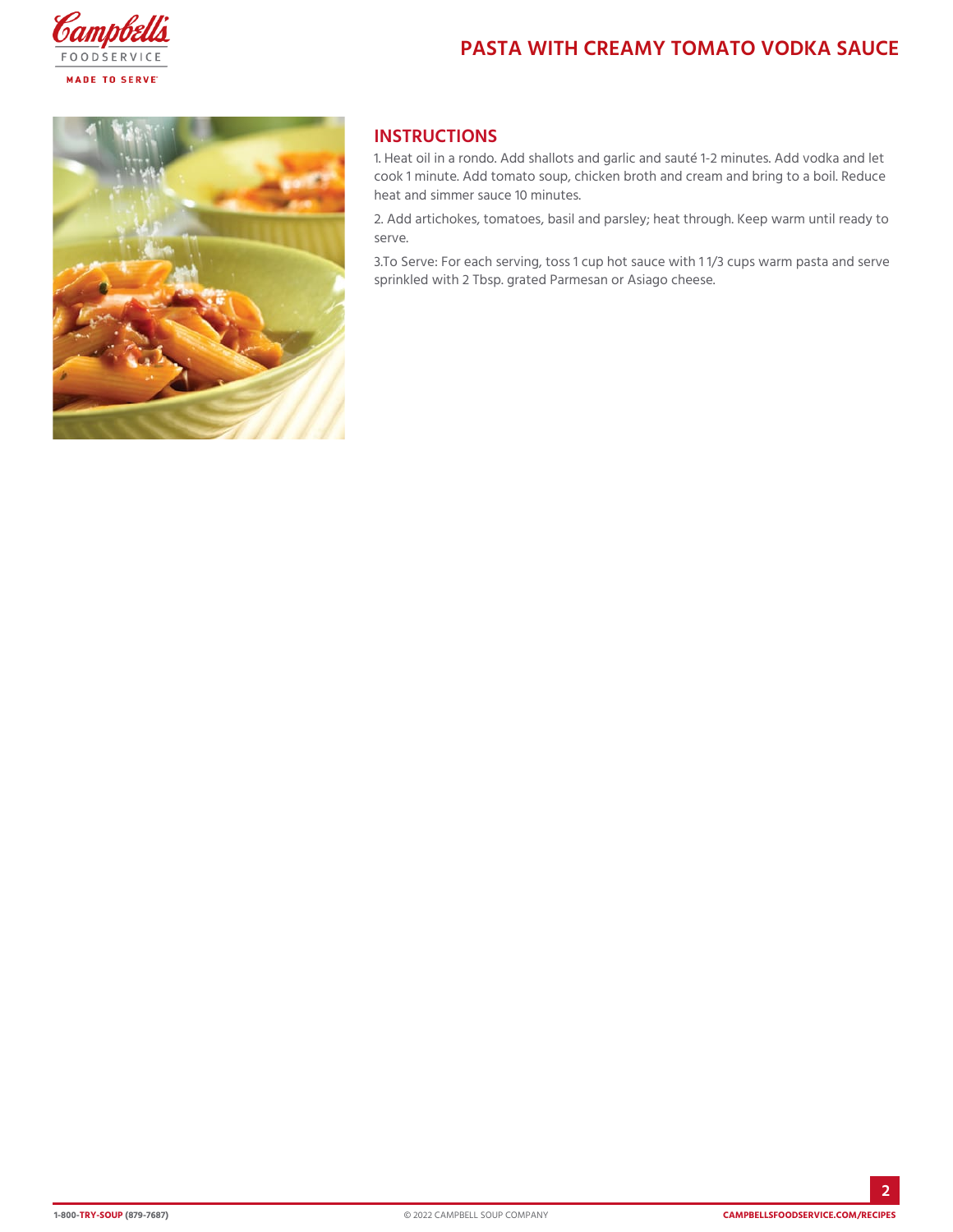## INSTRUCTIONS

1. Heat oil in a rondo. Add shallots and garlic and sauté 1-2 minutes. Add vodka and let cook 1 minute. Add tomato soup, chicken broth and cream and bring to a boil. Reduce heat and simmer sauce 10 minutes.

2. Add artichokes, tomatoes, basil and parsley; heat through. Keep warm until ready to serve.

3.To Serve: For each serving, toss 1 cup hot sauce with 1 1/3 cups warm pasta and serve sprinkled with 2 Tbsp. grated Parmesan or Asiago cheese.